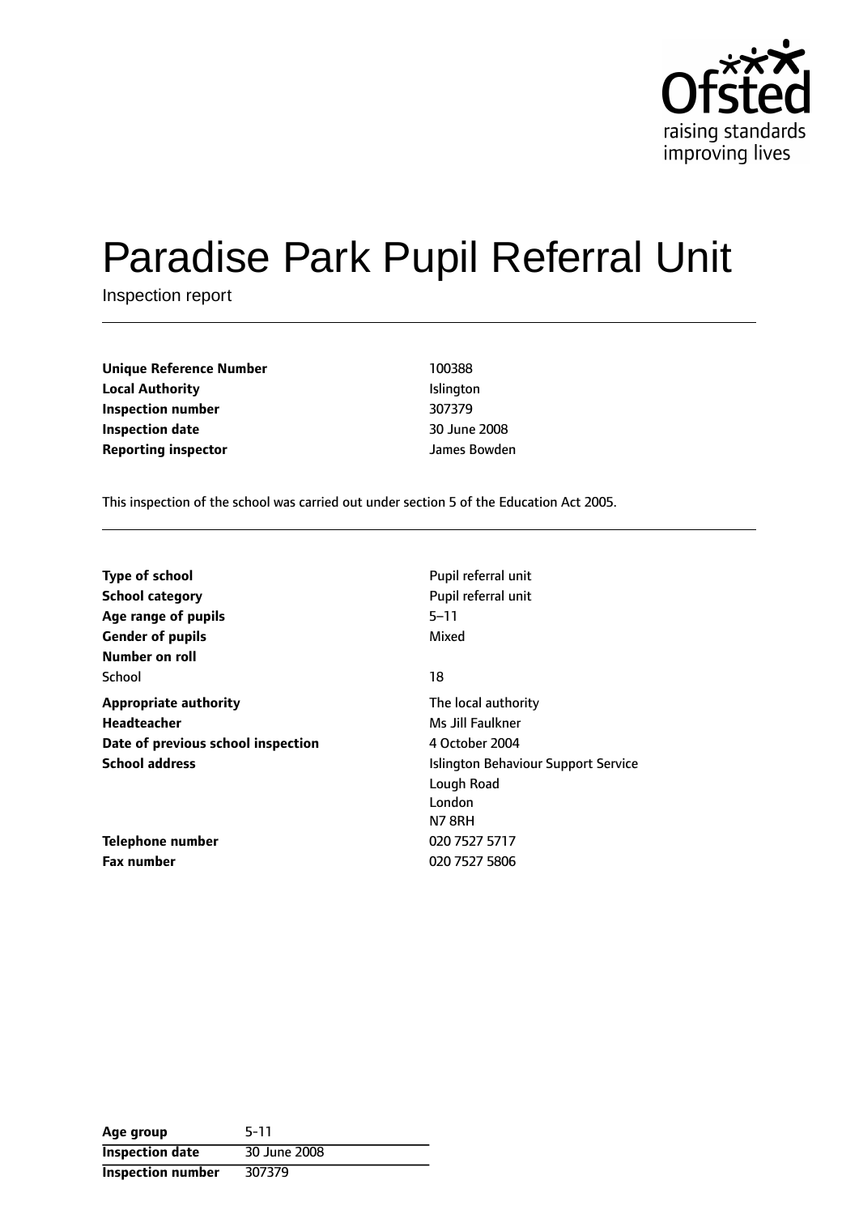# Paradise Park Pupil Referral Unit

Inspection report

| | |
|---|---|
| **Unique Reference Number** | 100388 |
| **Local Authority** | Islington |
| **Inspection number** | 307379 |
| **Inspection date** | 30 June 2008 |
| **Reporting inspector** | James Bowden |

This inspection of the school was carried out under section 5 of the Education Act 2005.

| | |
|---|---|
| **Type of school** | Pupil referral unit |
| **School category** | Pupil referral unit |
| **Age range of pupils** | 5–11 |
| **Gender of pupils** | Mixed |
| **Number on roll** | |
| School | 18 |
| **Appropriate authority** | The local authority |
| **Headteacher** | Ms Jill Faulkner |
| **Date of previous school inspection** | 4 October 2004 |
| **School address** | Islington Behaviour Support Service<br>Lough Road<br>London<br>N7 8RH |
| **Telephone number** | 020 7527 5717 |
| **Fax number** | 020 7527 5806 |

| | |
|---|---|
| **Age group** | 5-11 |
| **Inspection date** | 30 June 2008 |
| **Inspection number** | 307379 |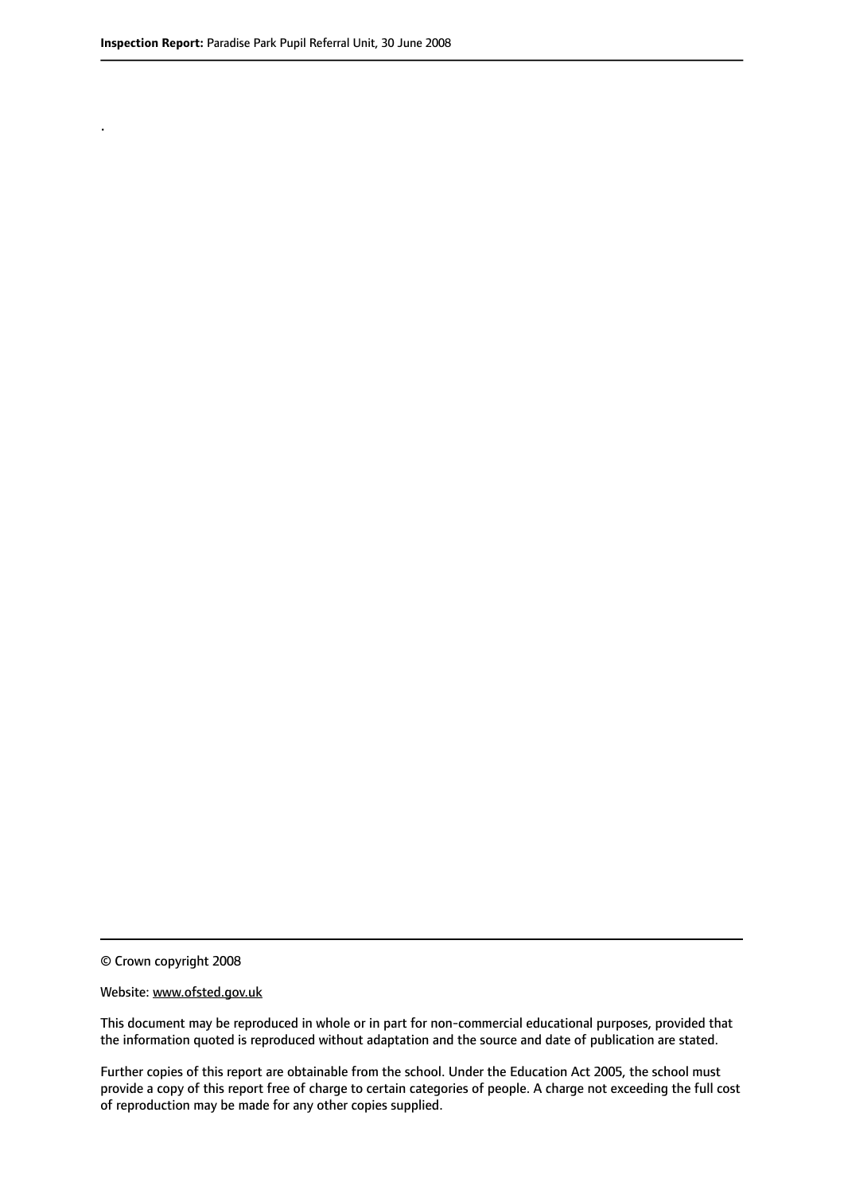.

© Crown copyright 2008

Website: www.ofsted.gov.uk

This document may be reproduced in whole or in part for non-commercial educational purposes, provided that the information quoted is reproduced without adaptation and the source and date of publication are stated.

Further copies of this report are obtainable from the school. Under the Education Act 2005, the school must provide a copy of this report free of charge to certain categories of people. A charge not exceeding the full cost of reproduction may be made for any other copies supplied.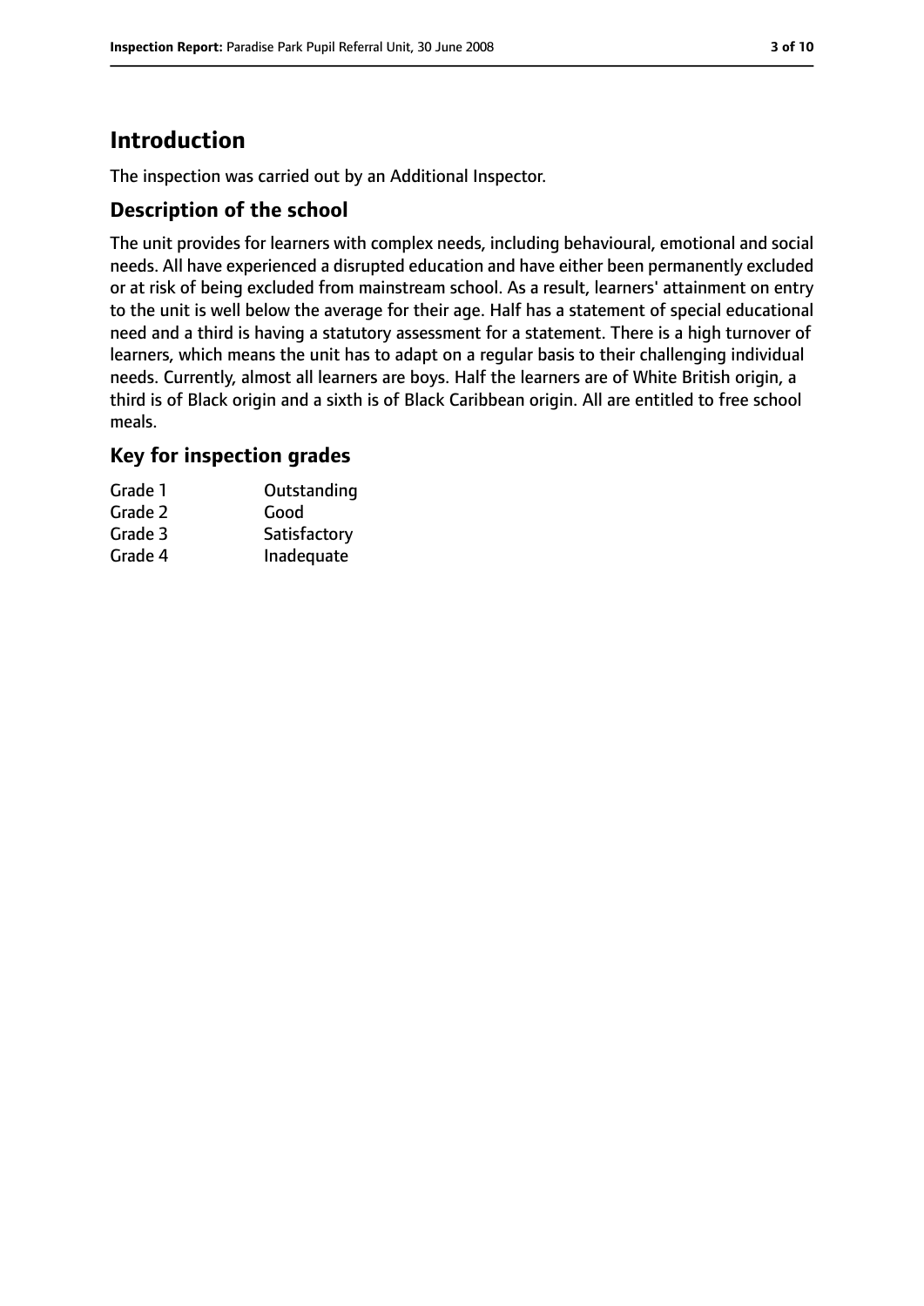# Introduction

The inspection was carried out by an Additional Inspector.

## Description of the school

The unit provides for learners with complex needs, including behavioural, emotional and social needs. All have experienced a disrupted education and have either been permanently excluded or at risk of being excluded from mainstream school. As a result, learners' attainment on entry to the unit is well below the average for their age. Half has a statement of special educational need and a third is having a statutory assessment for a statement. There is a high turnover of learners, which means the unit has to adapt on a regular basis to their challenging individual needs. Currently, almost all learners are boys. Half the learners are of White British origin, a third is of Black origin and a sixth is of Black Caribbean origin. All are entitled to free school meals.

## Key for inspection grades

| | |
|---|---|
| Grade 1 | Outstanding |
| Grade 2 | Good |
| Grade 3 | Satisfactory |
| Grade 4 | Inadequate |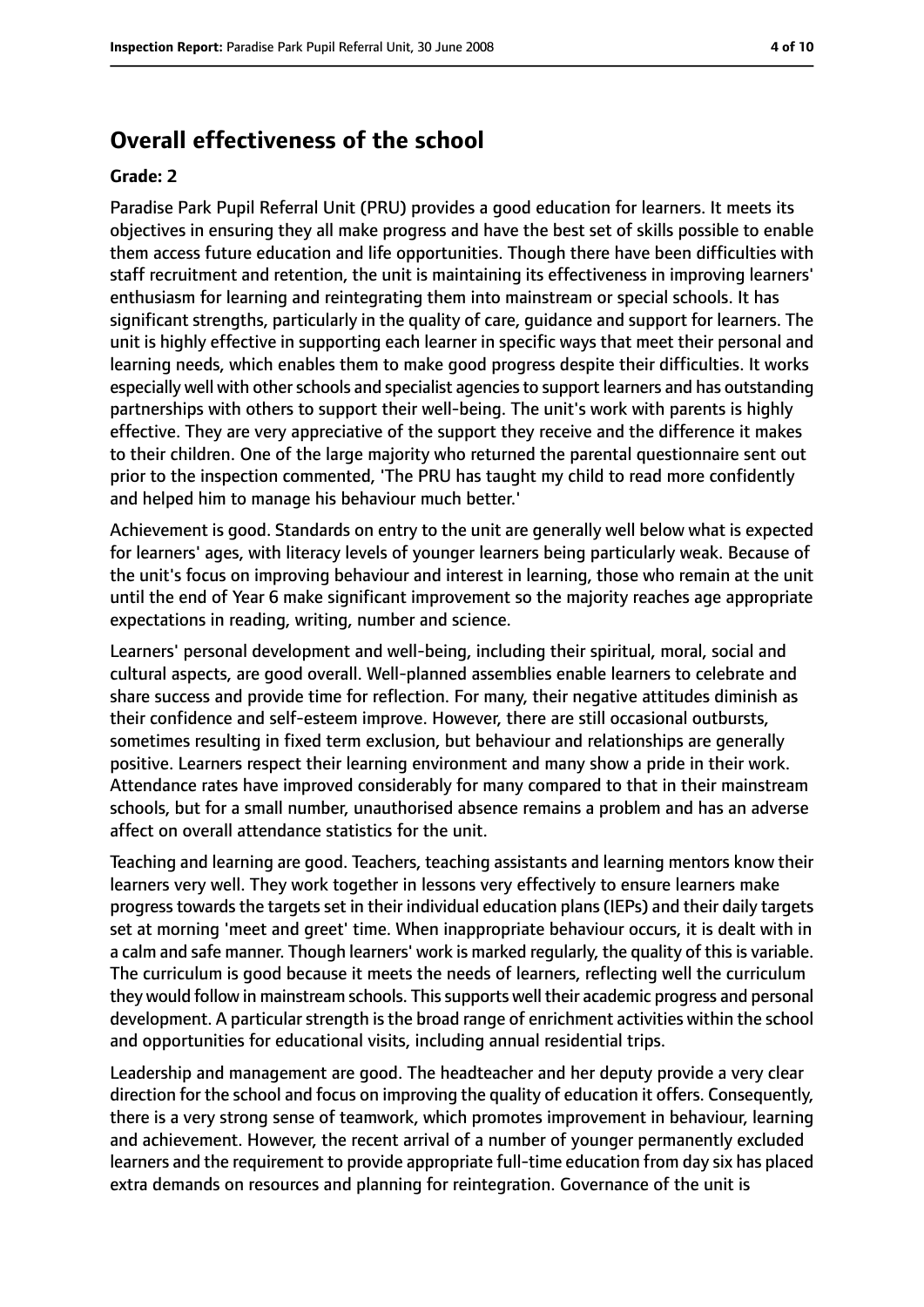## Overall effectiveness of the school

### Grade: 2

Paradise Park Pupil Referral Unit (PRU) provides a good education for learners. It meets its objectives in ensuring they all make progress and have the best set of skills possible to enable them access future education and life opportunities. Though there have been difficulties with staff recruitment and retention, the unit is maintaining its effectiveness in improving learners' enthusiasm for learning and reintegrating them into mainstream or special schools. It has significant strengths, particularly in the quality of care, guidance and support for learners. The unit is highly effective in supporting each learner in specific ways that meet their personal and learning needs, which enables them to make good progress despite their difficulties. It works especially well with other schools and specialist agencies to support learners and has outstanding partnerships with others to support their well-being. The unit's work with parents is highly effective. They are very appreciative of the support they receive and the difference it makes to their children. One of the large majority who returned the parental questionnaire sent out prior to the inspection commented, 'The PRU has taught my child to read more confidently and helped him to manage his behaviour much better.'

Achievement is good. Standards on entry to the unit are generally well below what is expected for learners' ages, with literacy levels of younger learners being particularly weak. Because of the unit's focus on improving behaviour and interest in learning, those who remain at the unit until the end of Year 6 make significant improvement so the majority reaches age appropriate expectations in reading, writing, number and science.

Learners' personal development and well-being, including their spiritual, moral, social and cultural aspects, are good overall. Well-planned assemblies enable learners to celebrate and share success and provide time for reflection. For many, their negative attitudes diminish as their confidence and self-esteem improve. However, there are still occasional outbursts, sometimes resulting in fixed term exclusion, but behaviour and relationships are generally positive. Learners respect their learning environment and many show a pride in their work. Attendance rates have improved considerably for many compared to that in their mainstream schools, but for a small number, unauthorised absence remains a problem and has an adverse affect on overall attendance statistics for the unit.

Teaching and learning are good. Teachers, teaching assistants and learning mentors know their learners very well. They work together in lessons very effectively to ensure learners make progress towards the targets set in their individual education plans (IEPs) and their daily targets set at morning 'meet and greet' time. When inappropriate behaviour occurs, it is dealt with in a calm and safe manner. Though learners' work is marked regularly, the quality of this is variable. The curriculum is good because it meets the needs of learners, reflecting well the curriculum they would follow in mainstream schools. This supports well their academic progress and personal development. A particular strength is the broad range of enrichment activities within the school and opportunities for educational visits, including annual residential trips.

Leadership and management are good. The headteacher and her deputy provide a very clear direction for the school and focus on improving the quality of education it offers. Consequently, there is a very strong sense of teamwork, which promotes improvement in behaviour, learning and achievement. However, the recent arrival of a number of younger permanently excluded learners and the requirement to provide appropriate full-time education from day six has placed extra demands on resources and planning for reintegration. Governance of the unit is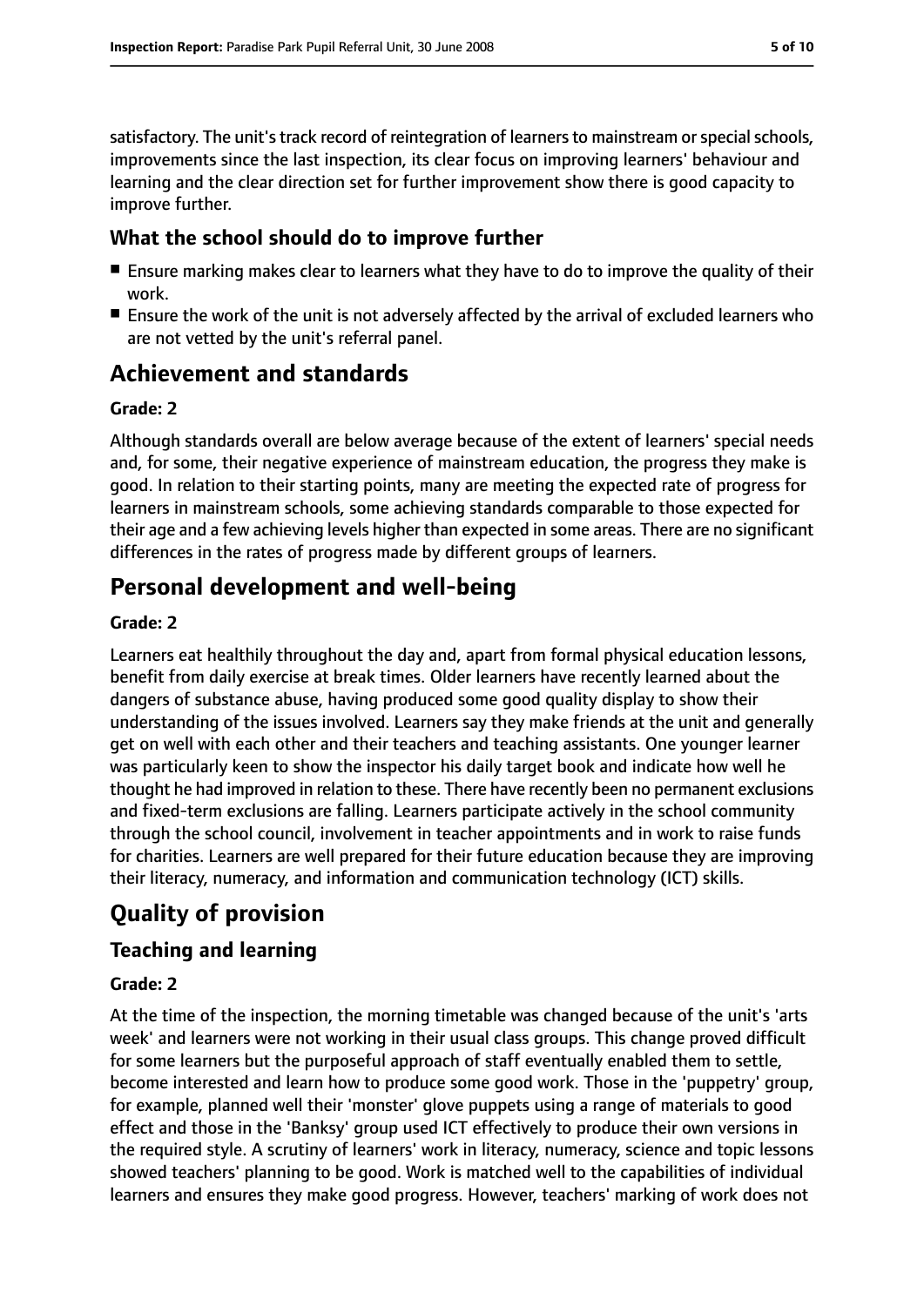satisfactory. The unit's track record of reintegration of learners to mainstream or special schools, improvements since the last inspection, its clear focus on improving learners' behaviour and learning and the clear direction set for further improvement show there is good capacity to improve further.

### What the school should do to improve further

- Ensure marking makes clear to learners what they have to do to improve the quality of their work.
- Ensure the work of the unit is not adversely affected by the arrival of excluded learners who are not vetted by the unit's referral panel.

## Achievement and standards

**Grade: 2**

Although standards overall are below average because of the extent of learners' special needs and, for some, their negative experience of mainstream education, the progress they make is good. In relation to their starting points, many are meeting the expected rate of progress for learners in mainstream schools, some achieving standards comparable to those expected for their age and a few achieving levels higher than expected in some areas. There are no significant differences in the rates of progress made by different groups of learners.

## Personal development and well-being

**Grade: 2**

Learners eat healthily throughout the day and, apart from formal physical education lessons, benefit from daily exercise at break times. Older learners have recently learned about the dangers of substance abuse, having produced some good quality display to show their understanding of the issues involved. Learners say they make friends at the unit and generally get on well with each other and their teachers and teaching assistants. One younger learner was particularly keen to show the inspector his daily target book and indicate how well he thought he had improved in relation to these. There have recently been no permanent exclusions and fixed-term exclusions are falling. Learners participate actively in the school community through the school council, involvement in teacher appointments and in work to raise funds for charities. Learners are well prepared for their future education because they are improving their literacy, numeracy, and information and communication technology (ICT) skills.

# Quality of provision

## Teaching and learning

**Grade: 2**

At the time of the inspection, the morning timetable was changed because of the unit's 'arts week' and learners were not working in their usual class groups. This change proved difficult for some learners but the purposeful approach of staff eventually enabled them to settle, become interested and learn how to produce some good work. Those in the 'puppetry' group, for example, planned well their 'monster' glove puppets using a range of materials to good effect and those in the 'Banksy' group used ICT effectively to produce their own versions in the required style. A scrutiny of learners' work in literacy, numeracy, science and topic lessons showed teachers' planning to be good. Work is matched well to the capabilities of individual learners and ensures they make good progress. However, teachers' marking of work does not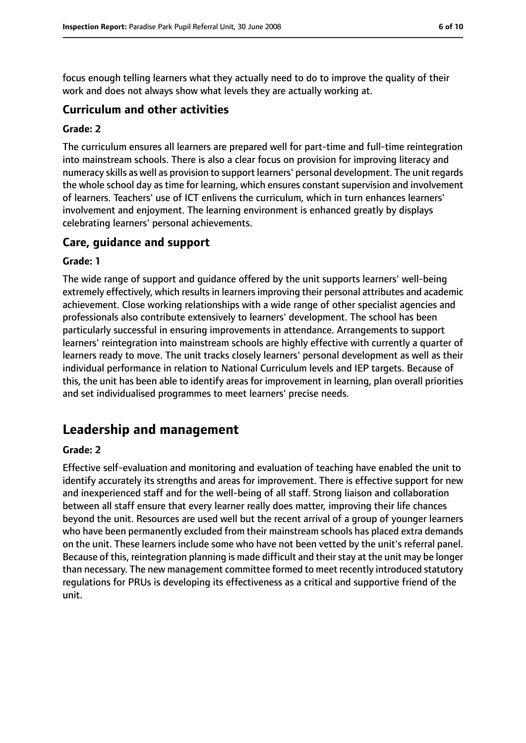focus enough telling learners what they actually need to do to improve the quality of their work and does not always show what levels they are actually working at.

### Curriculum and other activities

#### Grade: 2

The curriculum ensures all learners are prepared well for part-time and full-time reintegration into mainstream schools. There is also a clear focus on provision for improving literacy and numeracy skills as well as provision to support learners' personal development. The unit regards the whole school day as time for learning, which ensures constant supervision and involvement of learners. Teachers' use of ICT enlivens the curriculum, which in turn enhances learners' involvement and enjoyment. The learning environment is enhanced greatly by displays celebrating learners' personal achievements.

### Care, guidance and support

#### Grade: 1

The wide range of support and guidance offered by the unit supports learners' well-being extremely effectively, which results in learners improving their personal attributes and academic achievement. Close working relationships with a wide range of other specialist agencies and professionals also contribute extensively to learners' development. The school has been particularly successful in ensuring improvements in attendance. Arrangements to support learners' reintegration into mainstream schools are highly effective with currently a quarter of learners ready to move. The unit tracks closely learners' personal development as well as their individual performance in relation to National Curriculum levels and IEP targets. Because of this, the unit has been able to identify areas for improvement in learning, plan overall priorities and set individualised programmes to meet learners' precise needs.

## Leadership and management

#### Grade: 2

Effective self-evaluation and monitoring and evaluation of teaching have enabled the unit to identify accurately its strengths and areas for improvement. There is effective support for new and inexperienced staff and for the well-being of all staff. Strong liaison and collaboration between all staff ensure that every learner really does matter, improving their life chances beyond the unit. Resources are used well but the recent arrival of a group of younger learners who have been permanently excluded from their mainstream schools has placed extra demands on the unit. These learners include some who have not been vetted by the unit's referral panel. Because of this, reintegration planning is made difficult and their stay at the unit may be longer than necessary. The new management committee formed to meet recently introduced statutory regulations for PRUs is developing its effectiveness as a critical and supportive friend of the unit.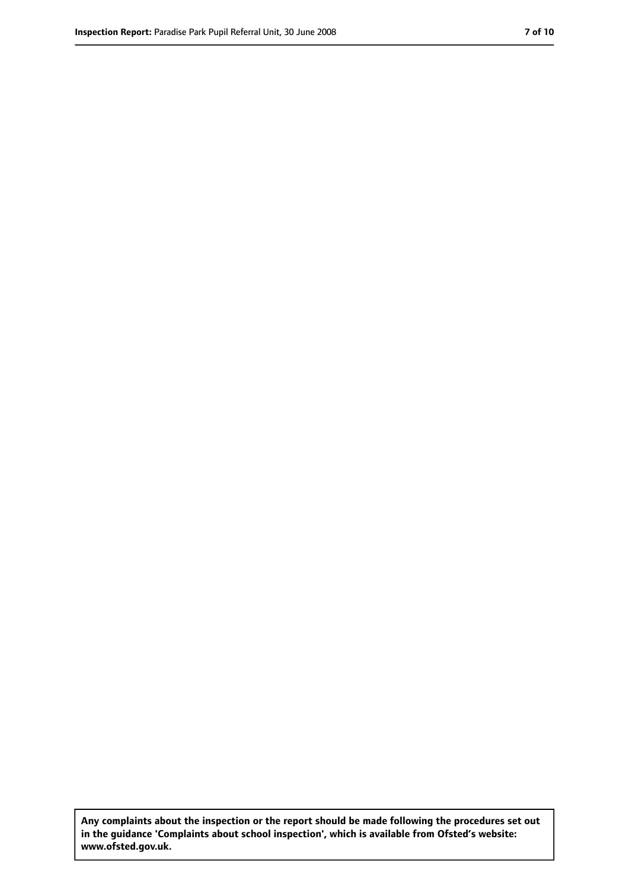**Any complaints about the inspection or the report should be made following the procedures set out in the guidance 'Complaints about school inspection', which is available from Ofsted's website: www.ofsted.gov.uk.**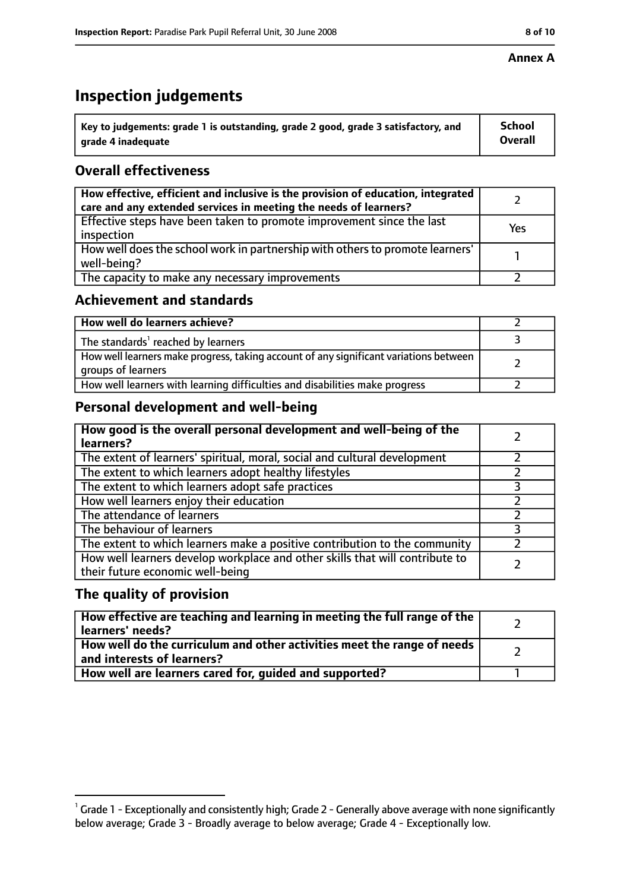**Annex A**

# Inspection judgements

| Key to judgements: grade 1 is outstanding, grade 2 good, grade 3 satisfactory, and grade 4 inadequate | School Overall |
|---|---|

## Overall effectiveness

| | |
|---|---|
| How effective, efficient and inclusive is the provision of education, integrated care and any extended services in meeting the needs of learners? | 2 |
| Effective steps have been taken to promote improvement since the last inspection | Yes |
| How well does the school work in partnership with others to promote learners' well-being? | 1 |
| The capacity to make any necessary improvements | 2 |

## Achievement and standards

| | |
|---|---|
| How well do learners achieve? | 2 |
| The standards[1] reached by learners | 3 |
| How well learners make progress, taking account of any significant variations between groups of learners | 2 |
| How well learners with learning difficulties and disabilities make progress | 2 |

## Personal development and well-being

| | |
|---|---|
| How good is the overall personal development and well-being of the learners? | 2 |
| The extent of learners' spiritual, moral, social and cultural development | 2 |
| The extent to which learners adopt healthy lifestyles | 2 |
| The extent to which learners adopt safe practices | 3 |
| How well learners enjoy their education | 2 |
| The attendance of learners | 2 |
| The behaviour of learners | 3 |
| The extent to which learners make a positive contribution to the community | 2 |
| How well learners develop workplace and other skills that will contribute to their future economic well-being | 2 |

## The quality of provision

| | |
|---|---|
| How effective are teaching and learning in meeting the full range of the learners' needs? | 2 |
| How well do the curriculum and other activities meet the range of needs and interests of learners? | 2 |
| How well are learners cared for, guided and supported? | 1 |

[1] Grade 1 - Exceptionally and consistently high; Grade 2 - Generally above average with none significantly below average; Grade 3 - Broadly average to below average; Grade 4 - Exceptionally low.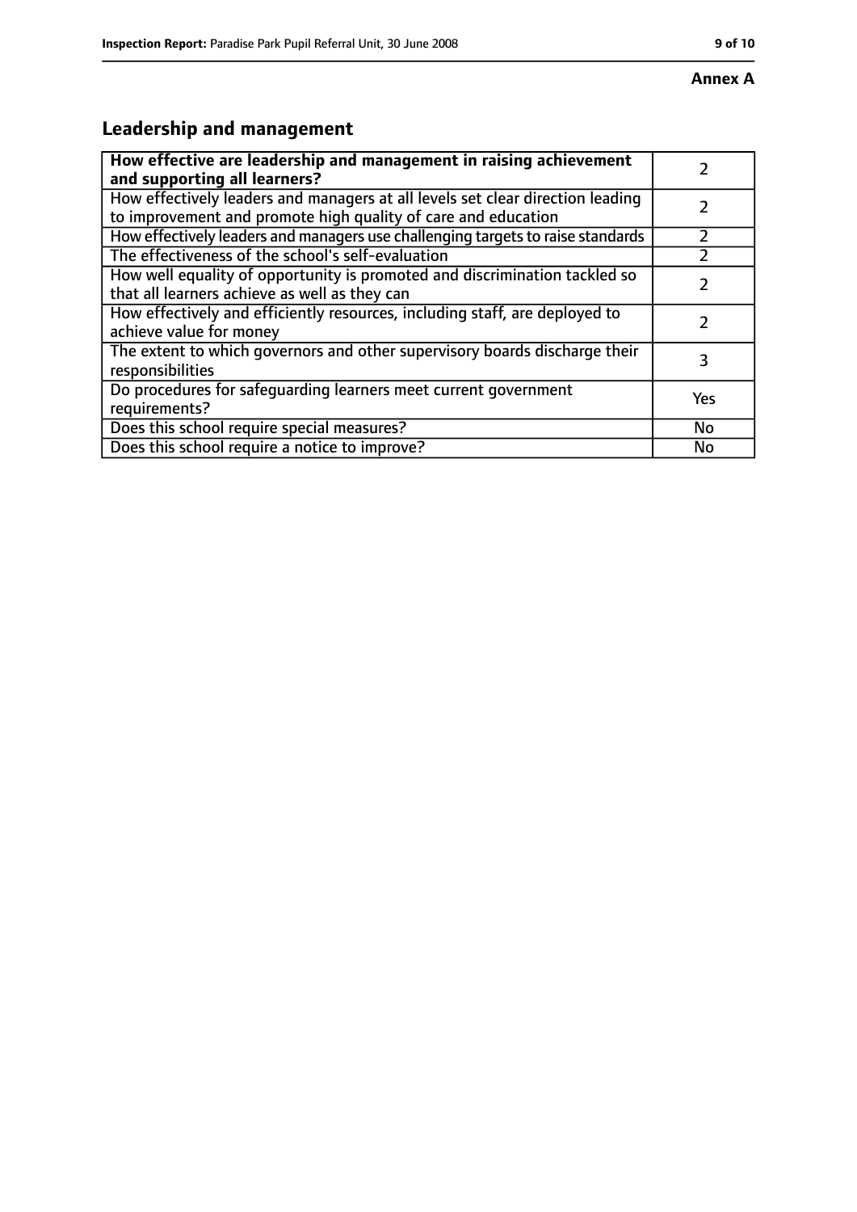**Annex A**

## Leadership and management

| | |
|---|---|
| **How effective are leadership and management in raising achievement and supporting all learners?** | 2 |
| How effectively leaders and managers at all levels set clear direction leading to improvement and promote high quality of care and education | 2 |
| How effectively leaders and managers use challenging targets to raise standards | 2 |
| The effectiveness of the school's self-evaluation | 2 |
| How well equality of opportunity is promoted and discrimination tackled so that all learners achieve as well as they can | 2 |
| How effectively and efficiently resources, including staff, are deployed to achieve value for money | 2 |
| The extent to which governors and other supervisory boards discharge their responsibilities | 3 |
| Do procedures for safeguarding learners meet current government requirements? | Yes |
| Does this school require special measures? | No |
| Does this school require a notice to improve? | No |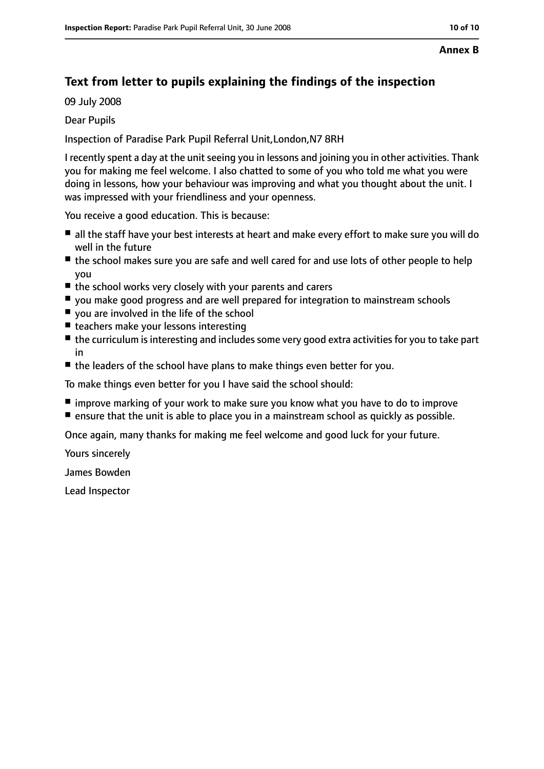**Annex B**

## Text from letter to pupils explaining the findings of the inspection

09 July 2008

Dear Pupils

Inspection of Paradise Park Pupil Referral Unit,London,N7 8RH

I recently spent a day at the unit seeing you in lessons and joining you in other activities. Thank you for making me feel welcome. I also chatted to some of you who told me what you were doing in lessons, how your behaviour was improving and what you thought about the unit. I was impressed with your friendliness and your openness.

You receive a good education. This is because:

- all the staff have your best interests at heart and make every effort to make sure you will do well in the future
- the school makes sure you are safe and well cared for and use lots of other people to help you
- the school works very closely with your parents and carers
- you make good progress and are well prepared for integration to mainstream schools
- you are involved in the life of the school
- teachers make your lessons interesting
- the curriculum is interesting and includes some very good extra activities for you to take part in
- the leaders of the school have plans to make things even better for you.

To make things even better for you I have said the school should:

- improve marking of your work to make sure you know what you have to do to improve
- ensure that the unit is able to place you in a mainstream school as quickly as possible.

Once again, many thanks for making me feel welcome and good luck for your future.

Yours sincerely

James Bowden

Lead Inspector